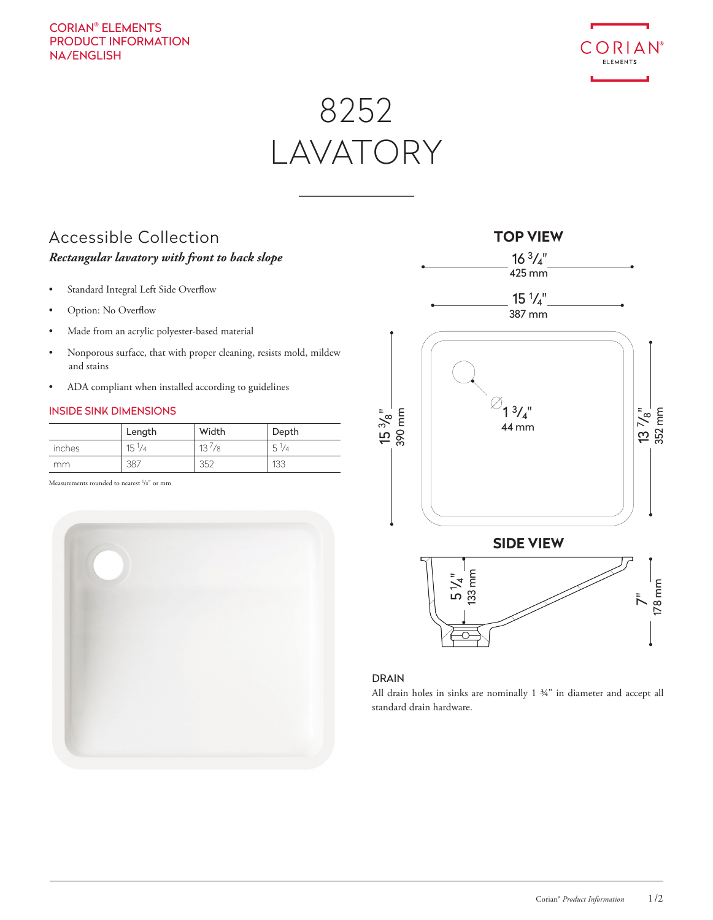CORIAN® ELEMENTS
PRODUCT INFORMATION
NA/ENGLISH

# 8252 LAVATORY

## Accessible Collection

***Rectangular lavatory with front to back slope***

- Standard Integral Left Side Overflow
- Option: No Overflow
- Made from an acrylic polyester-based material
- Nonporous surface, that with proper cleaning, resists mold, mildew and stains
- ADA compliant when installed according to guidelines

### INSIDE SINK DIMENSIONS

| | Length | Width | Depth |
|---|---|---|---|
| inches | 15 1/4 | 13 7/8 | 5 1/4 |
| mm | 387 | 352 | 133 |

Measurements rounded to nearest 1/8" or mm

### TOP VIEW

16 3/4" (425 mm); 15 1/4" (387 mm); 15 3/8" (390 mm); 13 7/8" (352 mm); Ø 1 3/4" (44 mm)

### SIDE VIEW

5 1/4" (133 mm); 7" (178 mm)

### DRAIN

All drain holes in sinks are nominally 1 ¾" in diameter and accept all standard drain hardware.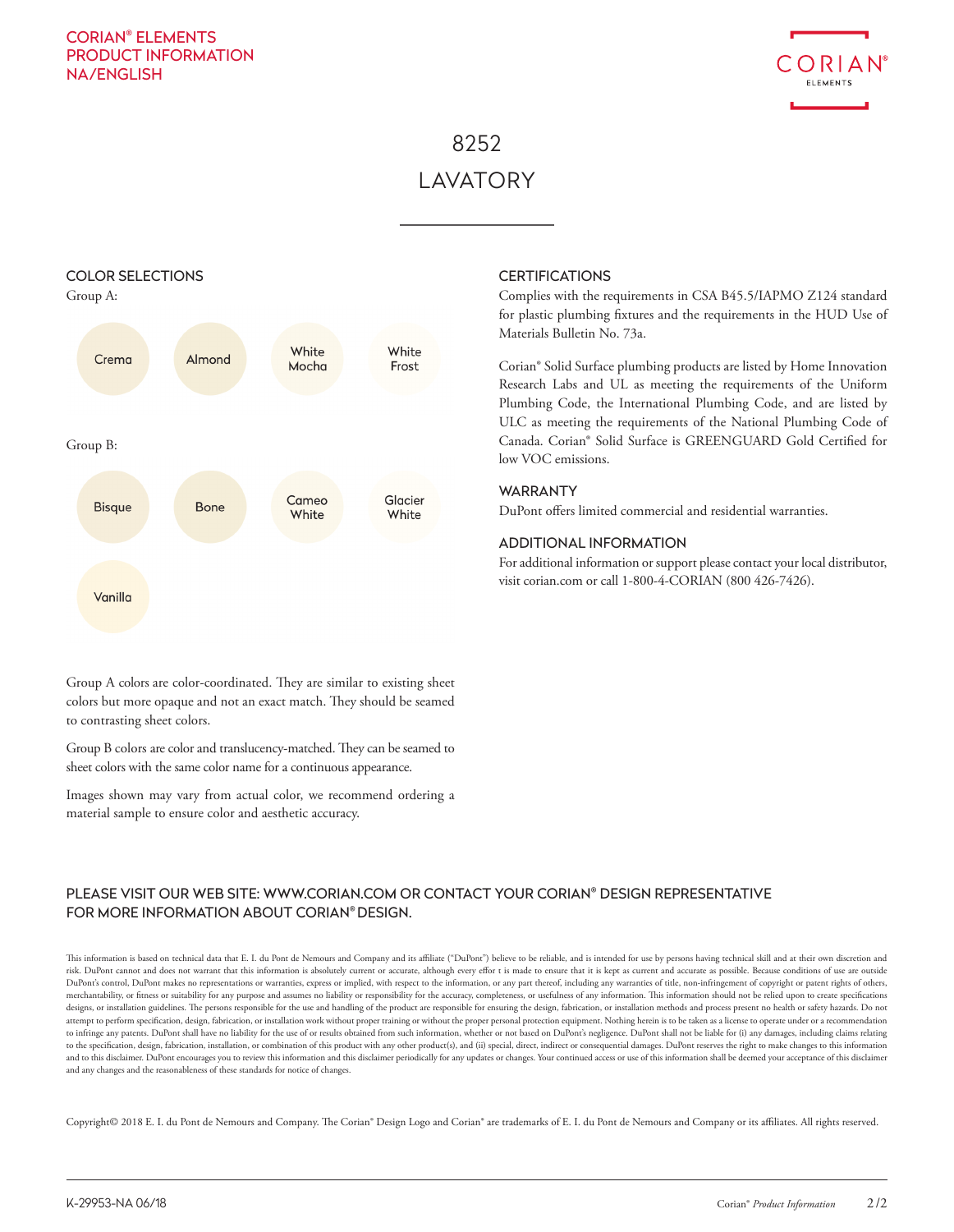CORIAN® ELEMENTS
PRODUCT INFORMATION
NA/ENGLISH

# 8252

# LAVATORY

## COLOR SELECTIONS

Group A:

Crema, Almond, White Mocha, White Frost

Group B:

Bisque, Bone, Cameo White, Glacier White, Vanilla

Group A colors are color-coordinated. They are similar to existing sheet colors but more opaque and not an exact match. They should be seamed to contrasting sheet colors.

Group B colors are color and translucency-matched. They can be seamed to sheet colors with the same color name for a continuous appearance.

Images shown may vary from actual color, we recommend ordering a material sample to ensure color and aesthetic accuracy.

## CERTIFICATIONS

Complies with the requirements in CSA B45.5/IAPMO Z124 standard for plastic plumbing fixtures and the requirements in the HUD Use of Materials Bulletin No. 73a.

Corian® Solid Surface plumbing products are listed by Home Innovation Research Labs and UL as meeting the requirements of the Uniform Plumbing Code, the International Plumbing Code, and are listed by ULC as meeting the requirements of the National Plumbing Code of Canada. Corian® Solid Surface is GREENGUARD Gold Certified for low VOC emissions.

## WARRANTY

DuPont offers limited commercial and residential warranties.

## ADDITIONAL INFORMATION

For additional information or support please contact your local distributor, visit corian.com or call 1-800-4-CORIAN (800 426-7426).

## PLEASE VISIT OUR WEB SITE: WWW.CORIAN.COM OR CONTACT YOUR CORIAN® DESIGN REPRESENTATIVE FOR MORE INFORMATION ABOUT CORIAN® DESIGN.

This information is based on technical data that E. I. du Pont de Nemours and Company and its affiliate ("DuPont") believe to be reliable, and is intended for use by persons having technical skill and at their own discretion and risk. DuPont cannot and does not warrant that this information is absolutely current or accurate, although every effor t is made to ensure that it is kept as current and accurate as possible. Because conditions of use are outside DuPont's control, DuPont makes no representations or warranties, express or implied, with respect to the information, or any part thereof, including any warranties of title, non-infringement of copyright or patent rights of others, merchantability, or fitness or suitability for any purpose and assumes no liability or responsibility for the accuracy, completeness, or usefulness of any information. This information should not be relied upon to create specifications designs, or installation guidelines. The persons responsible for the use and handling of the product are responsible for ensuring the design, fabrication, or installation methods and process present no health or safety hazards. Do not attempt to perform specification, design, fabrication, or installation work without proper training or without the proper personal protection equipment. Nothing herein is to be taken as a license to operate under or a recommendation to infringe any patents. DuPont shall have no liability for the use of or results obtained from such information, whether or not based on DuPont's negligence. DuPont shall not be liable for (i) any damages, including claims relating to the specification, design, fabrication, installation, or combination of this product with any other product(s), and (ii) special, direct, indirect or consequential damages. DuPont reserves the right to make changes to this information and to this disclaimer. DuPont encourages you to review this information and this disclaimer periodically for any updates or changes. Your continued access or use of this information shall be deemed your acceptance of this disclaimer and any changes and the reasonableness of these standards for notice of changes.

Copyright© 2018 E. I. du Pont de Nemours and Company. The Corian® Design Logo and Corian® are trademarks of E. I. du Pont de Nemours and Company or its affiliates. All rights reserved.

K-29953-NA 06/18